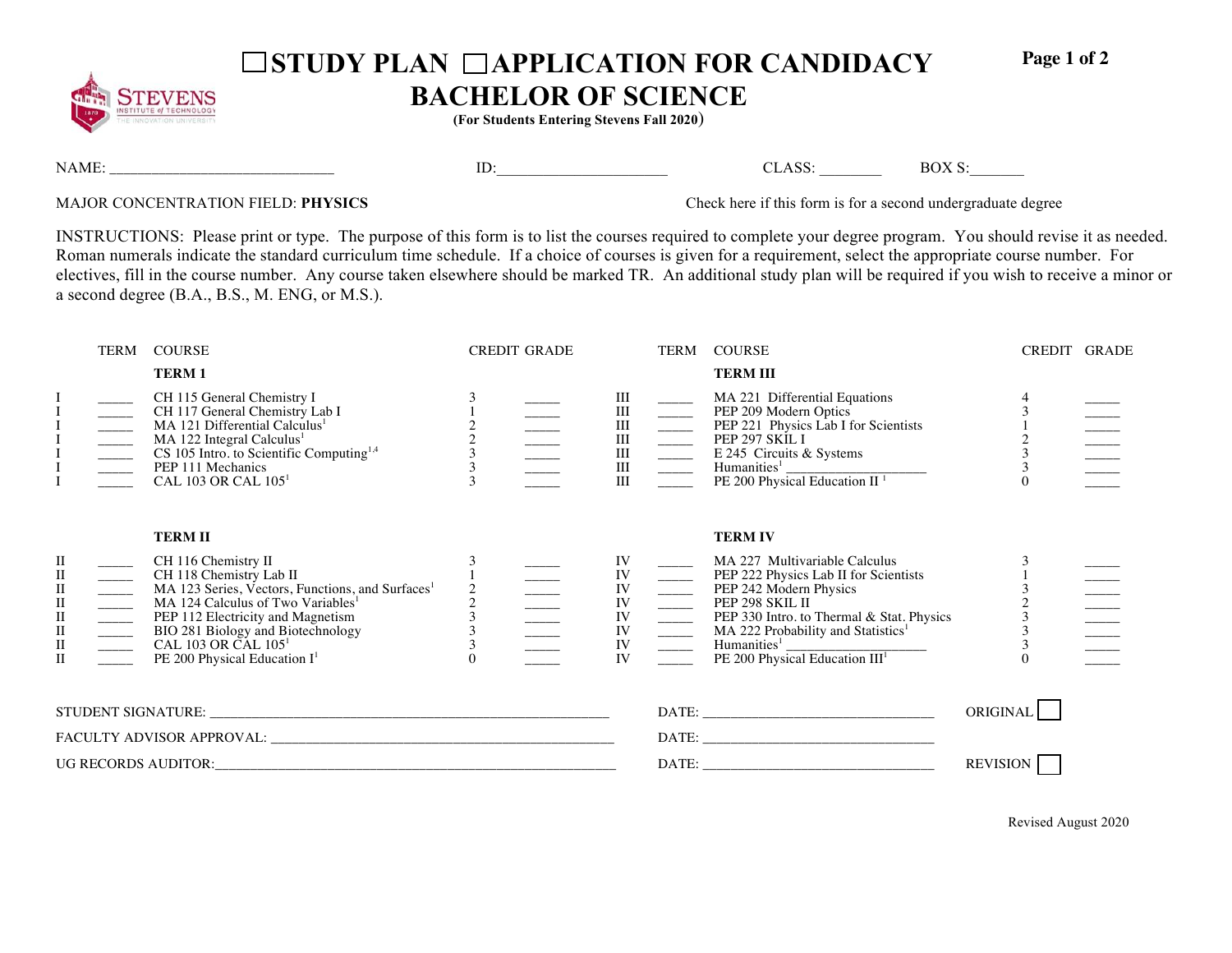# ☐STUDY PLAN ☐APPLICATION FOR CANDIDACY
# BACHELOR OF SCIENCE

**(For Students Entering Stevens Fall 2020)**

NAME: _____________________________ ID:______________________ CLASS: ________ BOX S:_______

MAJOR CONCENTRATION FIELD: **PHYSICS**

Check here if this form is for a second undergraduate degree

INSTRUCTIONS: Please print or type. The purpose of this form is to list the courses required to complete your degree program. You should revise it as needed. Roman numerals indicate the standard curriculum time schedule. If a choice of courses is given for a requirement, select the appropriate course number. For electives, fill in the course number. Any course taken elsewhere should be marked TR. An additional study plan will be required if you wish to receive a minor or a second degree (B.A., B.S., M. ENG, or M.S.).

| | TERM | COURSE | CREDIT | GRADE |
|---|---|---|---|---|
| | | **TERM 1** | | |
| I | _____ | CH 115 General Chemistry I | 3 | _____ |
| I | _____ | CH 117 General Chemistry Lab I | 1 | _____ |
| I | _____ | MA 121 Differential Calculus[1] | 2 | _____ |
| I | _____ | MA 122 Integral Calculus[1] | 2 | _____ |
| I | _____ | CS 105 Intro. to Scientific Computing[1,4] | 3 | _____ |
| I | _____ | PEP 111 Mechanics | 3 | _____ |
| I | _____ | CAL 103 OR CAL 105[1] | 3 | _____ |
| | | **TERM II** | | |
| II | _____ | CH 116 Chemistry II | 3 | _____ |
| II | _____ | CH 118 Chemistry Lab II | 1 | _____ |
| II | _____ | MA 123 Series, Vectors, Functions, and Surfaces[1] | 2 | _____ |
| II | _____ | MA 124 Calculus of Two Variables[1] | 2 | _____ |
| II | _____ | PEP 112 Electricity and Magnetism | 3 | _____ |
| II | _____ | BIO 281 Biology and Biotechnology | 3 | _____ |
| II | _____ | CAL 103 OR CAL 105[1] | 3 | _____ |
| II | _____ | PE 200 Physical Education I[1] | 0 | _____ |

| | TERM | COURSE | CREDIT | GRADE |
|---|---|---|---|---|
| | | **TERM III** | | |
| III | _____ | MA 221 Differential Equations | 4 | _____ |
| III | _____ | PEP 209 Modern Optics | 3 | _____ |
| III | _____ | PEP 221 Physics Lab I for Scientists | 1 | _____ |
| III | _____ | PEP 297 SKIL I | 2 | _____ |
| III | _____ | E 245 Circuits & Systems | 3 | _____ |
| III | _____ | Humanities[1] ___________________ | 3 | _____ |
| III | _____ | PE 200 Physical Education II[1] | 0 | _____ |
| | | **TERM IV** | | |
| IV | _____ | MA 227 Multivariable Calculus | 3 | _____ |
| IV | _____ | PEP 222 Physics Lab II for Scientists | 1 | _____ |
| IV | _____ | PEP 242 Modern Physics | 3 | _____ |
| IV | _____ | PEP 298 SKIL II | 2 | _____ |
| IV | _____ | PEP 330 Intro. to Thermal & Stat. Physics | 3 | _____ |
| IV | _____ | MA 222 Probability and Statistics[1] | 3 | _____ |
| IV | _____ | Humanities[1] ___________________ | 3 | _____ |
| IV | _____ | PE 200 Physical Education III[1] | 0 | _____ |

STUDENT SIGNATURE: ________________________________________ DATE: ___________________________ ORIGINAL ☐

FACULTY ADVISOR APPROVAL: __________________________________ DATE: ___________________________

UG RECORDS AUDITOR:________________________________________ DATE: ___________________________ REVISION ☐

Revised August 2020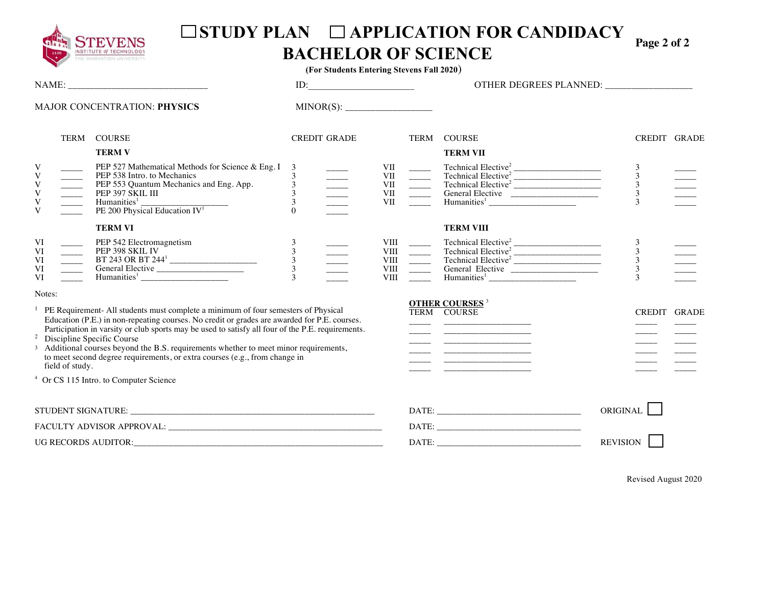# ☐ STUDY PLAN ☐ APPLICATION FOR CANDIDACY
# BACHELOR OF SCIENCE

**(For Students Entering Stevens Fall 2020)**

NAME: ______________________________ ID: ______________________ OTHER DEGREES PLANNED: __________________

MAJOR CONCENTRATION: **PHYSICS** MINOR(S): __________________

| TERM | | COURSE | CREDIT | GRADE |
|---|---|---|---|---|
| | | **TERM V** | | |
| V | _____ | PEP 527 Mathematical Methods for Science & Eng. I | 3 | _____ |
| V | _____ | PEP 538 Intro. to Mechanics | 3 | _____ |
| V | _____ | PEP 553 Quantum Mechanics and Eng. App. | 3 | _____ |
| V | _____ | PEP 397 SKIL III | 3 | _____ |
| V | _____ | Humanities[1] ____________________ | 3 | _____ |
| V | _____ | PE 200 Physical Education IV[1] | 0 | _____ |
| | | **TERM VI** | | |
| VI | _____ | PEP 542 Electromagnetism | 3 | _____ |
| VI | _____ | PEP 398 SKIL IV | 3 | _____ |
| VI | _____ | BT 243 OR BT 244[1] ____________________ | 3 | _____ |
| VI | _____ | General Elective ____________________ | 3 | _____ |
| VI | _____ | Humanities[1] ____________________ | 3 | _____ |

| TERM | | COURSE | CREDIT | GRADE |
|---|---|---|---|---|
| | | **TERM VII** | | |
| VII | _____ | Technical Elective[2] ____________________ | 3 | _____ |
| VII | _____ | Technical Elective[2] ____________________ | 3 | _____ |
| VII | _____ | Technical Elective[2] ____________________ | 3 | _____ |
| VII | _____ | General Elective ____________________ | 3 | _____ |
| VII | _____ | Humanities[1] ____________________ | 3 | _____ |
| | | **TERM VIII** | | |
| VIII | _____ | Technical Elective[2] ____________________ | 3 | _____ |
| VIII | _____ | Technical Elective[2] ____________________ | 3 | _____ |
| VIII | _____ | Technical Elective[2] ____________________ | 3 | _____ |
| VIII | _____ | General Elective ____________________ | 3 | _____ |
| VIII | _____ | Humanities[1] ____________________ | 3 | _____ |

**OTHER COURSES** [3]

| TERM | COURSE | CREDIT | GRADE |
|---|---|---|---|
| _____ | ____________________ | _____ | _____ |
| _____ | ____________________ | _____ | _____ |
| _____ | ____________________ | _____ | _____ |
| _____ | ____________________ | _____ | _____ |
| _____ | ____________________ | _____ | _____ |
| _____ | ____________________ | _____ | _____ |

Notes:

[1] PE Requirement- All students must complete a minimum of four semesters of Physical Education (P.E.) in non-repeating courses. No credit or grades are awarded for P.E. courses. Participation in varsity or club sports may be used to satisfy all four of the P.E. requirements.

[2] Discipline Specific Course

[3] Additional courses beyond the B.S. requirements whether to meet minor requirements, to meet second degree requirements, or extra courses (e.g., from change in field of study.

[4] Or CS 115 Intro. to Computer Science

STUDENT SIGNATURE: ______________________________________________ DATE: ______________________________ ORIGINAL ☐

FACULTY ADVISOR APPROVAL: ________________________________________ DATE: ______________________________

UG RECORDS AUDITOR: _____________________________________________ DATE: ______________________________ REVISION ☐

Revised August 2020